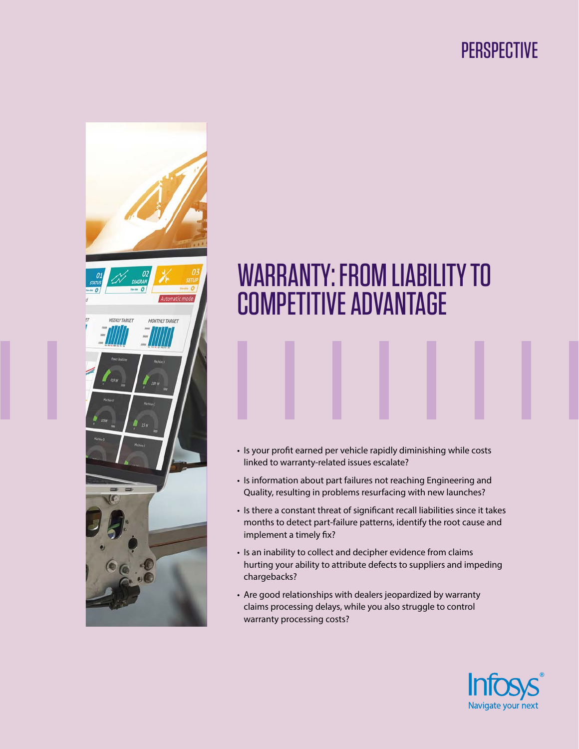PERSPECTIVE

# WARRANTY: FROM LIABILITY TO COMPETITIVE ADVANTAGE

- Is your profit earned per vehicle rapidly diminishing while costs linked to warranty-related issues escalate?
- Is information about part failures not reaching Engineering and Quality, resulting in problems resurfacing with new launches?
- Is there a constant threat of significant recall liabilities since it takes months to detect part-failure patterns, identify the root cause and implement a timely fix?
- Is an inability to collect and decipher evidence from claims hurting your ability to attribute defects to suppliers and impeding chargebacks?
- Are good relationships with dealers jeopardized by warranty claims processing delays, while you also struggle to control warranty processing costs?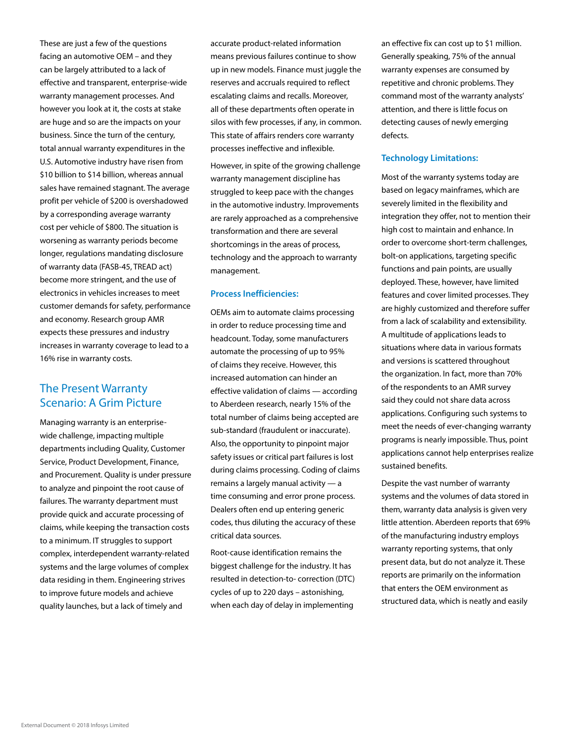These are just a few of the questions facing an automotive OEM – and they can be largely attributed to a lack of effective and transparent, enterprise-wide warranty management processes. And however you look at it, the costs at stake are huge and so are the impacts on your business. Since the turn of the century, total annual warranty expenditures in the U.S. Automotive industry have risen from $10 billion to $14 billion, whereas annual sales have remained stagnant. The average profit per vehicle of $200 is overshadowed by a corresponding average warranty cost per vehicle of $800. The situation is worsening as warranty periods become longer, regulations mandating disclosure of warranty data (FASB-45, TREAD act) become more stringent, and the use of electronics in vehicles increases to meet customer demands for safety, performance and economy. Research group AMR expects these pressures and industry increases in warranty coverage to lead to a 16% rise in warranty costs.

## The Present Warranty Scenario: A Grim Picture

Managing warranty is an enterprise-wide challenge, impacting multiple departments including Quality, Customer Service, Product Development, Finance, and Procurement. Quality is under pressure to analyze and pinpoint the root cause of failures. The warranty department must provide quick and accurate processing of claims, while keeping the transaction costs to a minimum. IT struggles to support complex, interdependent warranty-related systems and the large volumes of complex data residing in them. Engineering strives to improve future models and achieve quality launches, but a lack of timely and accurate product-related information means previous failures continue to show up in new models. Finance must juggle the reserves and accruals required to reflect escalating claims and recalls. Moreover, all of these departments often operate in silos with few processes, if any, in common. This state of affairs renders core warranty processes ineffective and inflexible.

However, in spite of the growing challenge warranty management discipline has struggled to keep pace with the changes in the automotive industry. Improvements are rarely approached as a comprehensive transformation and there are several shortcomings in the areas of process, technology and the approach to warranty management.

### Process Inefficiencies:

OEMs aim to automate claims processing in order to reduce processing time and headcount. Today, some manufacturers automate the processing of up to 95% of claims they receive. However, this increased automation can hinder an effective validation of claims — according to Aberdeen research, nearly 15% of the total number of claims being accepted are sub-standard (fraudulent or inaccurate). Also, the opportunity to pinpoint major safety issues or critical part failures is lost during claims processing. Coding of claims remains a largely manual activity — a time consuming and error prone process. Dealers often end up entering generic codes, thus diluting the accuracy of these critical data sources.

Root-cause identification remains the biggest challenge for the industry. It has resulted in detection-to- correction (DTC) cycles of up to 220 days – astonishing, when each day of delay in implementing an effective fix can cost up to $1 million. Generally speaking, 75% of the annual warranty expenses are consumed by repetitive and chronic problems. They command most of the warranty analysts' attention, and there is little focus on detecting causes of newly emerging defects.

### Technology Limitations:

Most of the warranty systems today are based on legacy mainframes, which are severely limited in the flexibility and integration they offer, not to mention their high cost to maintain and enhance. In order to overcome short-term challenges, bolt-on applications, targeting specific functions and pain points, are usually deployed. These, however, have limited features and cover limited processes. They are highly customized and therefore suffer from a lack of scalability and extensibility. A multitude of applications leads to situations where data in various formats and versions is scattered throughout the organization. In fact, more than 70% of the respondents to an AMR survey said they could not share data across applications. Configuring such systems to meet the needs of ever-changing warranty programs is nearly impossible. Thus, point applications cannot help enterprises realize sustained benefits.

Despite the vast number of warranty systems and the volumes of data stored in them, warranty data analysis is given very little attention. Aberdeen reports that 69% of the manufacturing industry employs warranty reporting systems, that only present data, but do not analyze it. These reports are primarily on the information that enters the OEM environment as structured data, which is neatly and easily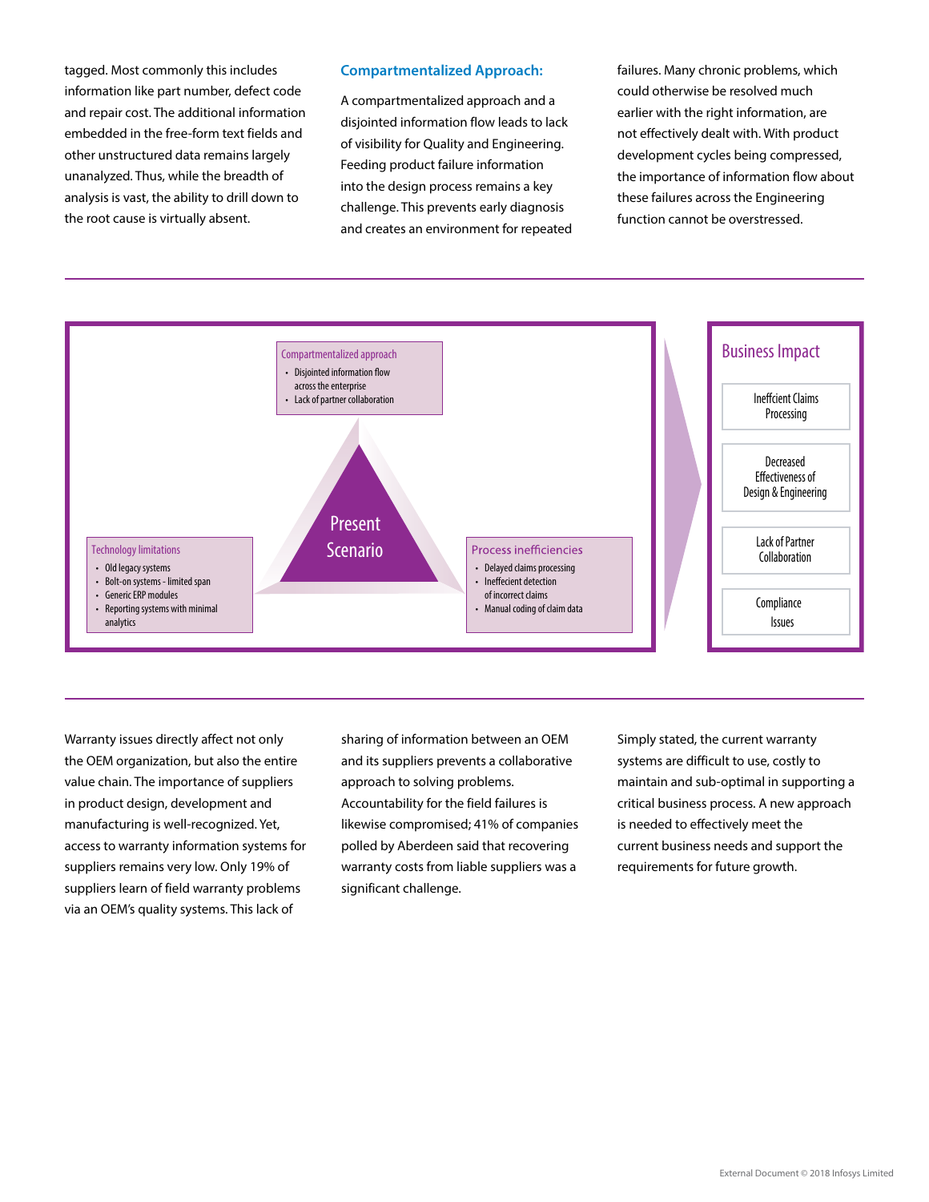tagged. Most commonly this includes information like part number, defect code and repair cost. The additional information embedded in the free-form text fields and other unstructured data remains largely unanalyzed. Thus, while the breadth of analysis is vast, the ability to drill down to the root cause is virtually absent.

### Compartmentalized Approach:

A compartmentalized approach and a disjointed information flow leads to lack of visibility for Quality and Engineering. Feeding product failure information into the design process remains a key challenge. This prevents early diagnosis and creates an environment for repeated failures. Many chronic problems, which could otherwise be resolved much earlier with the right information, are not effectively dealt with. With product development cycles being compressed, the importance of information flow about these failures across the Engineering function cannot be overstressed.

**Present Scenario**

Compartmentalized approach
- Disjointed information flow across the enterprise
- Lack of partner collaboration

Technology limitations
- Old legacy systems
- Bolt-on systems - limited span
- Generic ERP modules
- Reporting systems with minimal analytics

Process inefficiencies
- Delayed claims processing
- Ineffecient detection of incorrect claims
- Manual coding of claim data

**Business Impact**
- Ineffcient Claims Processing
- Decreased Effectiveness of Design & Engineering
- Lack of Partner Collaboration
- Compliance Issues

Warranty issues directly affect not only the OEM organization, but also the entire value chain. The importance of suppliers in product design, development and manufacturing is well-recognized. Yet, access to warranty information systems for suppliers remains very low. Only 19% of suppliers learn of field warranty problems via an OEM's quality systems. This lack of sharing of information between an OEM and its suppliers prevents a collaborative approach to solving problems. Accountability for the field failures is likewise compromised; 41% of companies polled by Aberdeen said that recovering warranty costs from liable suppliers was a significant challenge.

Simply stated, the current warranty systems are difficult to use, costly to maintain and sub-optimal in supporting a critical business process. A new approach is needed to effectively meet the current business needs and support the requirements for future growth.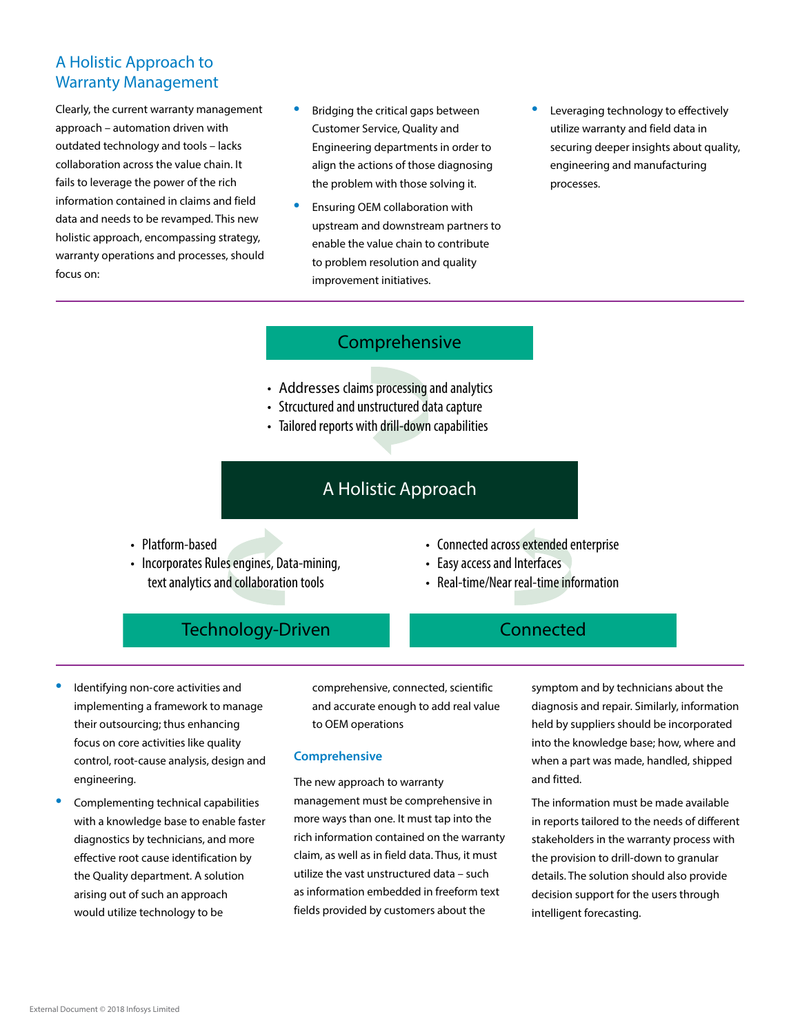## A Holistic Approach to Warranty Management

Clearly, the current warranty management approach – automation driven with outdated technology and tools – lacks collaboration across the value chain. It fails to leverage the power of the rich information contained in claims and field data and needs to be revamped. This new holistic approach, encompassing strategy, warranty operations and processes, should focus on:

- Bridging the critical gaps between Customer Service, Quality and Engineering departments in order to align the actions of those diagnosing the problem with those solving it.
- Ensuring OEM collaboration with upstream and downstream partners to enable the value chain to contribute to problem resolution and quality improvement initiatives.
- Leveraging technology to effectively utilize warranty and field data in securing deeper insights about quality, engineering and manufacturing processes.

**Comprehensive**

- Addresses claims processing and analytics
- Strcuctured and unstructured data capture
- Tailored reports with drill-down capabilities

**A Holistic Approach**

**Technology-Driven**

- Platform-based
- Incorporates Rules engines, Data-mining, text analytics and collaboration tools

**Connected**

- Connected across extended enterprise
- Easy access and Interfaces
- Real-time/Near real-time information

---

- Identifying non-core activities and implementing a framework to manage their outsourcing; thus enhancing focus on core activities like quality control, root-cause analysis, design and engineering.
- Complementing technical capabilities with a knowledge base to enable faster diagnostics by technicians, and more effective root cause identification by the Quality department. A solution arising out of such an approach would utilize technology to be comprehensive, connected, scientific and accurate enough to add real value to OEM operations

### Comprehensive

The new approach to warranty management must be comprehensive in more ways than one. It must tap into the rich information contained on the warranty claim, as well as in field data. Thus, it must utilize the vast unstructured data – such as information embedded in freeform text fields provided by customers about the symptom and by technicians about the diagnosis and repair. Similarly, information held by suppliers should be incorporated into the knowledge base; how, where and when a part was made, handled, shipped and fitted.

The information must be made available in reports tailored to the needs of different stakeholders in the warranty process with the provision to drill-down to granular details. The solution should also provide decision support for the users through intelligent forecasting.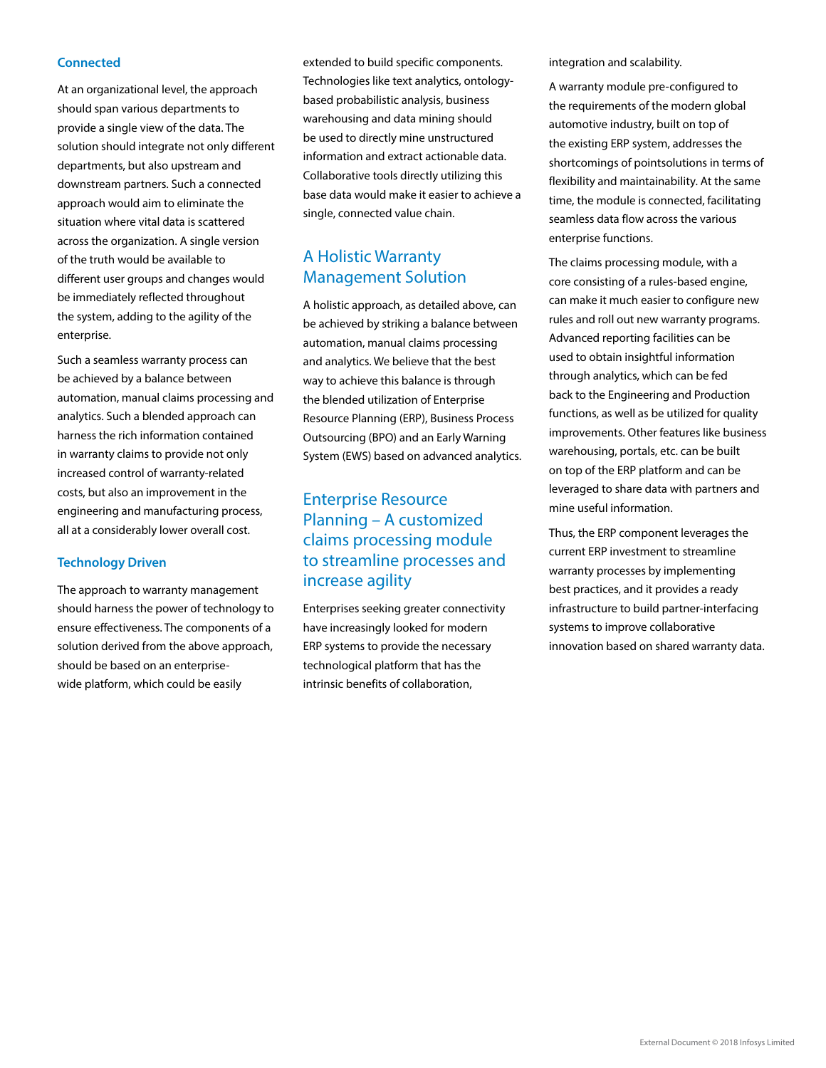### Connected

At an organizational level, the approach should span various departments to provide a single view of the data. The solution should integrate not only different departments, but also upstream and downstream partners. Such a connected approach would aim to eliminate the situation where vital data is scattered across the organization. A single version of the truth would be available to different user groups and changes would be immediately reflected throughout the system, adding to the agility of the enterprise.

Such a seamless warranty process can be achieved by a balance between automation, manual claims processing and analytics. Such a blended approach can harness the rich information contained in warranty claims to provide not only increased control of warranty-related costs, but also an improvement in the engineering and manufacturing process, all at a considerably lower overall cost.

### Technology Driven

The approach to warranty management should harness the power of technology to ensure effectiveness. The components of a solution derived from the above approach, should be based on an enterprise-wide platform, which could be easily extended to build specific components. Technologies like text analytics, ontology-based probabilistic analysis, business warehousing and data mining should be used to directly mine unstructured information and extract actionable data. Collaborative tools directly utilizing this base data would make it easier to achieve a single, connected value chain.

## A Holistic Warranty Management Solution

A holistic approach, as detailed above, can be achieved by striking a balance between automation, manual claims processing and analytics. We believe that the best way to achieve this balance is through the blended utilization of Enterprise Resource Planning (ERP), Business Process Outsourcing (BPO) and an Early Warning System (EWS) based on advanced analytics.

## Enterprise Resource Planning – A customized claims processing module to streamline processes and increase agility

Enterprises seeking greater connectivity have increasingly looked for modern ERP systems to provide the necessary technological platform that has the intrinsic benefits of collaboration, integration and scalability.

A warranty module pre-configured to the requirements of the modern global automotive industry, built on top of the existing ERP system, addresses the shortcomings of pointsolutions in terms of flexibility and maintainability. At the same time, the module is connected, facilitating seamless data flow across the various enterprise functions.

The claims processing module, with a core consisting of a rules-based engine, can make it much easier to configure new rules and roll out new warranty programs. Advanced reporting facilities can be used to obtain insightful information through analytics, which can be fed back to the Engineering and Production functions, as well as be utilized for quality improvements. Other features like business warehousing, portals, etc. can be built on top of the ERP platform and can be leveraged to share data with partners and mine useful information.

Thus, the ERP component leverages the current ERP investment to streamline warranty processes by implementing best practices, and it provides a ready infrastructure to build partner-interfacing systems to improve collaborative innovation based on shared warranty data.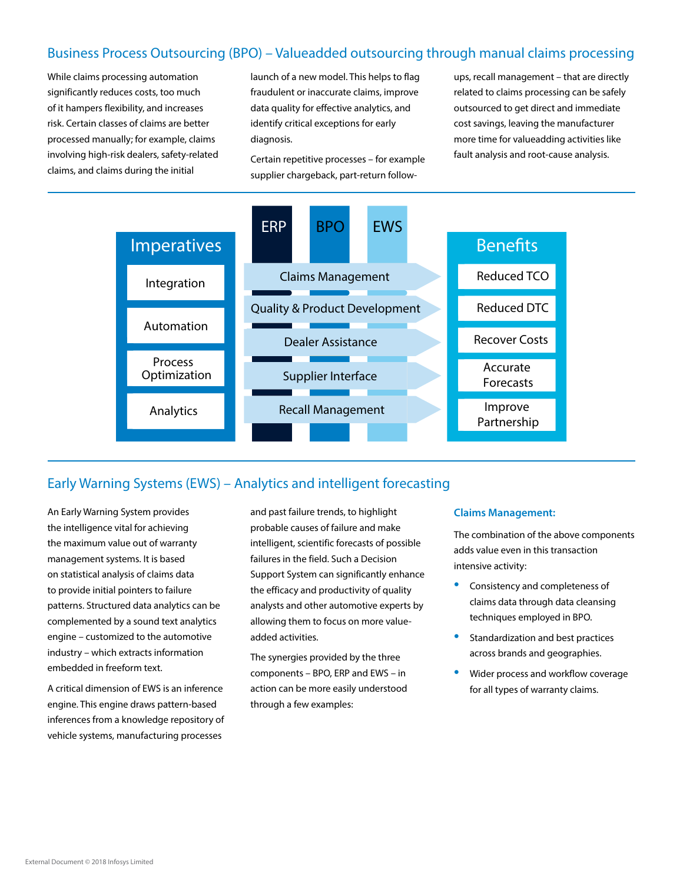## Business Process Outsourcing (BPO) – Valueadded outsourcing through manual claims processing

While claims processing automation significantly reduces costs, too much of it hampers flexibility, and increases risk. Certain classes of claims are better processed manually; for example, claims involving high-risk dealers, safety-related claims, and claims during the initial launch of a new model. This helps to flag fraudulent or inaccurate claims, improve data quality for effective analytics, and identify critical exceptions for early diagnosis.

Certain repetitive processes – for example supplier chargeback, part-return follow-ups, recall management – that are directly related to claims processing can be safely outsourced to get direct and immediate cost savings, leaving the manufacturer more time for valueadding activities like fault analysis and root-cause analysis.

| Imperatives | ERP / BPO / EWS | Benefits |
| --- | --- | --- |
| Integration | Claims Management | Reduced TCO |
| Automation | Quality & Product Development | Reduced DTC |
| Process Optimization | Dealer Assistance | Recover Costs |
| Analytics | Supplier Interface | Accurate Forecasts |
| | Recall Management | Improve Partnership |

## Early Warning Systems (EWS) – Analytics and intelligent forecasting

An Early Warning System provides the intelligence vital for achieving the maximum value out of warranty management systems. It is based on statistical analysis of claims data to provide initial pointers to failure patterns. Structured data analytics can be complemented by a sound text analytics engine – customized to the automotive industry – which extracts information embedded in freeform text.

A critical dimension of EWS is an inference engine. This engine draws pattern-based inferences from a knowledge repository of vehicle systems, manufacturing processes and past failure trends, to highlight probable causes of failure and make intelligent, scientific forecasts of possible failures in the field. Such a Decision Support System can significantly enhance the efficacy and productivity of quality analysts and other automotive experts by allowing them to focus on more value-added activities.

The synergies provided by the three components – BPO, ERP and EWS – in action can be more easily understood through a few examples:

### Claims Management:

The combination of the above components adds value even in this transaction intensive activity:

- Consistency and completeness of claims data through data cleansing techniques employed in BPO.
- Standardization and best practices across brands and geographies.
- Wider process and workflow coverage for all types of warranty claims.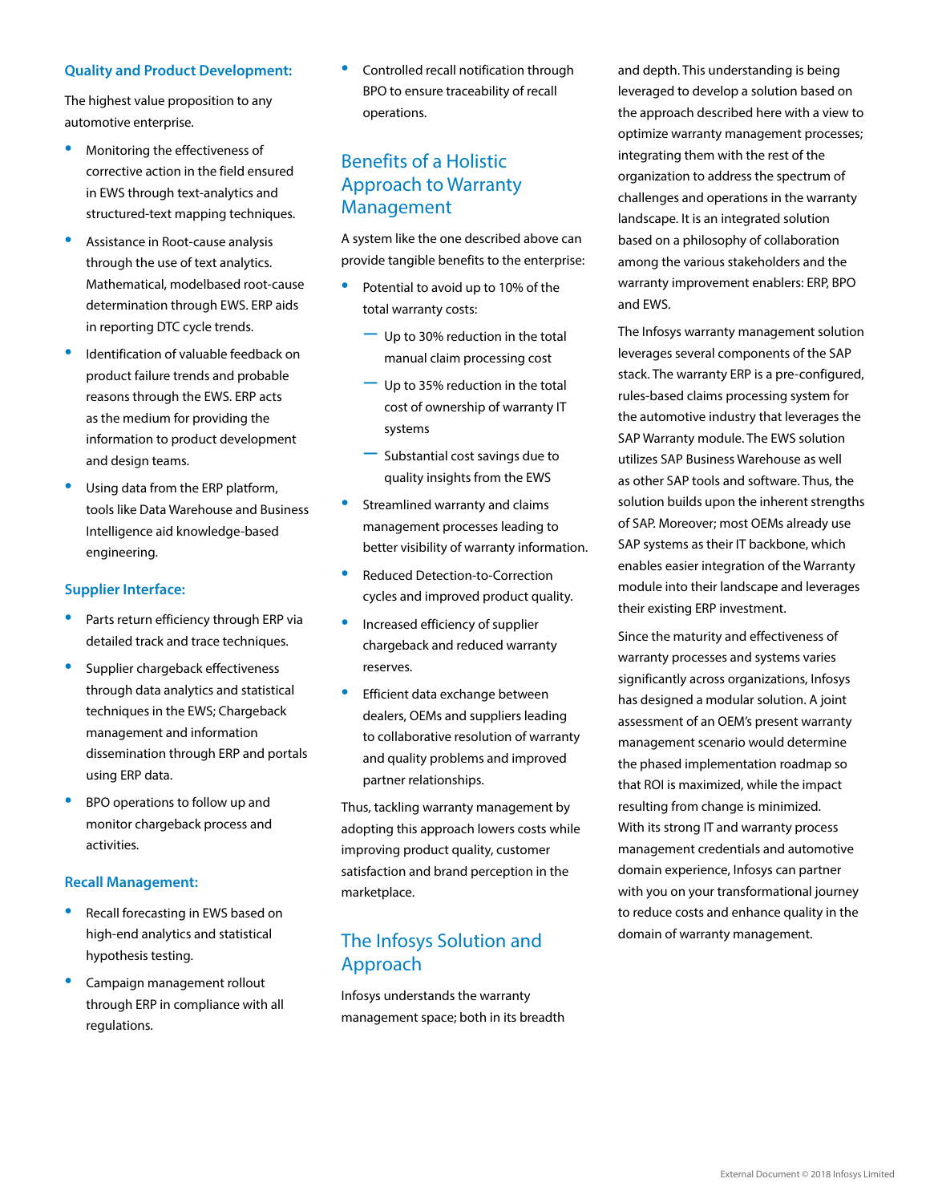### Quality and Product Development:

The highest value proposition to any automotive enterprise.

- Monitoring the effectiveness of corrective action in the field ensured in EWS through text-analytics and structured-text mapping techniques.
- Assistance in Root-cause analysis through the use of text analytics. Mathematical, modelbased root-cause determination through EWS. ERP aids in reporting DTC cycle trends.
- Identification of valuable feedback on product failure trends and probable reasons through the EWS. ERP acts as the medium for providing the information to product development and design teams.
- Using data from the ERP platform, tools like Data Warehouse and Business Intelligence aid knowledge-based engineering.

### Supplier Interface:

- Parts return efficiency through ERP via detailed track and trace techniques.
- Supplier chargeback effectiveness through data analytics and statistical techniques in the EWS; Chargeback management and information dissemination through ERP and portals using ERP data.
- BPO operations to follow up and monitor chargeback process and activities.

### Recall Management:

- Recall forecasting in EWS based on high-end analytics and statistical hypothesis testing.
- Campaign management rollout through ERP in compliance with all regulations.
- Controlled recall notification through BPO to ensure traceability of recall operations.

## Benefits of a Holistic Approach to Warranty Management

A system like the one described above can provide tangible benefits to the enterprise:

- Potential to avoid up to 10% of the total warranty costs:
  - Up to 30% reduction in the total manual claim processing cost
  - Up to 35% reduction in the total cost of ownership of warranty IT systems
  - Substantial cost savings due to quality insights from the EWS
- Streamlined warranty and claims management processes leading to better visibility of warranty information.
- Reduced Detection-to-Correction cycles and improved product quality.
- Increased efficiency of supplier chargeback and reduced warranty reserves.
- Efficient data exchange between dealers, OEMs and suppliers leading to collaborative resolution of warranty and quality problems and improved partner relationships.

Thus, tackling warranty management by adopting this approach lowers costs while improving product quality, customer satisfaction and brand perception in the marketplace.

## The Infosys Solution and Approach

Infosys understands the warranty management space; both in its breadth and depth. This understanding is being leveraged to develop a solution based on the approach described here with a view to optimize warranty management processes; integrating them with the rest of the organization to address the spectrum of challenges and operations in the warranty landscape. It is an integrated solution based on a philosophy of collaboration among the various stakeholders and the warranty improvement enablers: ERP, BPO and EWS.

The Infosys warranty management solution leverages several components of the SAP stack. The warranty ERP is a pre-configured, rules-based claims processing system for the automotive industry that leverages the SAP Warranty module. The EWS solution utilizes SAP Business Warehouse as well as other SAP tools and software. Thus, the solution builds upon the inherent strengths of SAP. Moreover; most OEMs already use SAP systems as their IT backbone, which enables easier integration of the Warranty module into their landscape and leverages their existing ERP investment.

Since the maturity and effectiveness of warranty processes and systems varies significantly across organizations, Infosys has designed a modular solution. A joint assessment of an OEM's present warranty management scenario would determine the phased implementation roadmap so that ROI is maximized, while the impact resulting from change is minimized. With its strong IT and warranty process management credentials and automotive domain experience, Infosys can partner with you on your transformational journey to reduce costs and enhance quality in the domain of warranty management.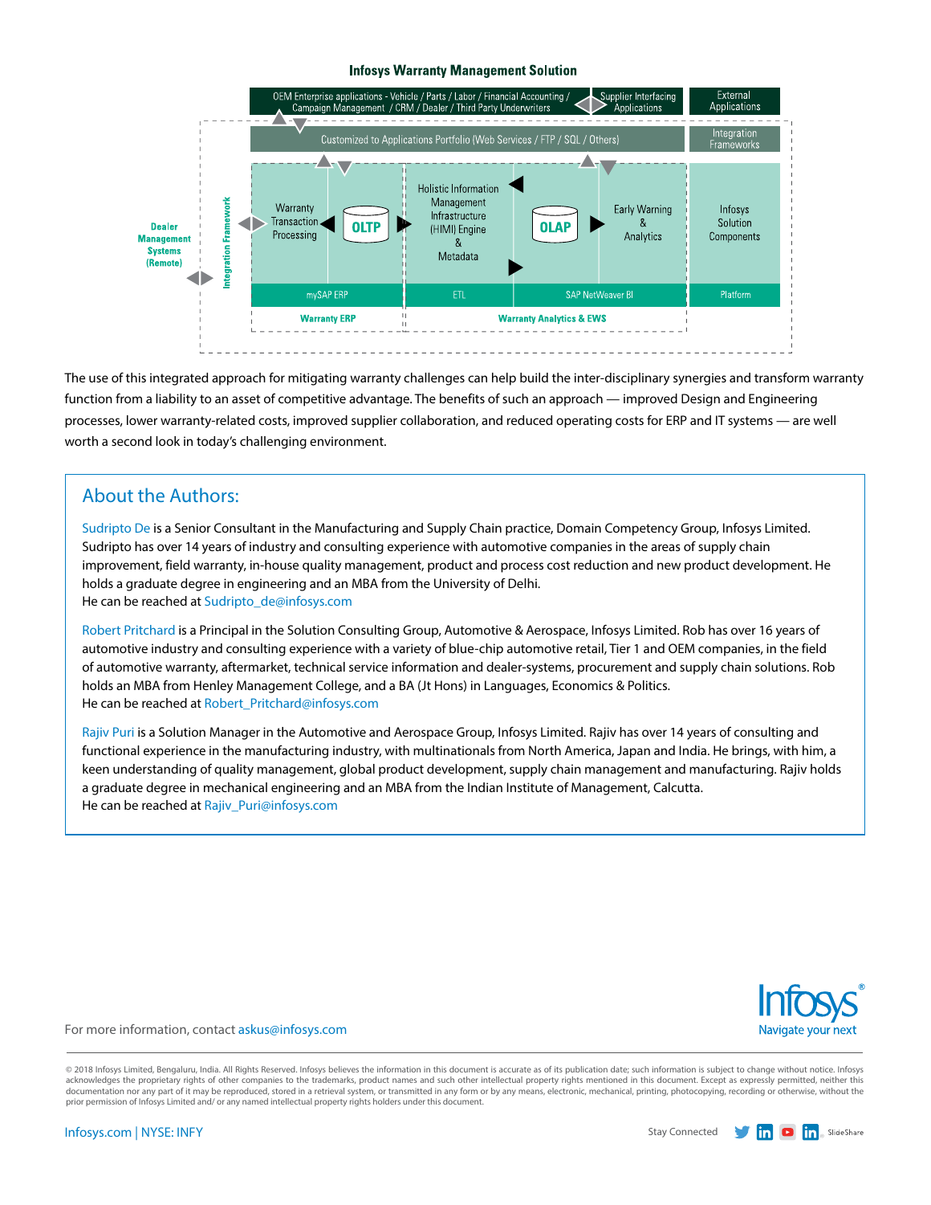**Infosys Warranty Management Solution**

OEM Enterprise applications - Vehicle / Parts / Labor / Financial Accounting / Campaign Management / CRM / Dealer / Third Party Underwriters

Supplier Interfacing Applications

External Applications

Customized to Applications Portfolio (Web Services / FTP / SQL / Others)

Integration Frameworks

Dealer Management Systems (Remote)

Integration Framework

Warranty Transaction Processing

OLTP

Holistic Information Management Infrastructure (HIMI) Engine & Metadata

OLAP

Early Warning & Analytics

Infosys Solution Components

mySAP ERP

ETL

SAP NetWeaver BI

Platform

Warranty ERP

Warranty Analytics & EWS

The use of this integrated approach for mitigating warranty challenges can help build the inter-disciplinary synergies and transform warranty function from a liability to an asset of competitive advantage. The benefits of such an approach — improved Design and Engineering processes, lower warranty-related costs, improved supplier collaboration, and reduced operating costs for ERP and IT systems — are well worth a second look in today's challenging environment.

## About the Authors:

Sudripto De is a Senior Consultant in the Manufacturing and Supply Chain practice, Domain Competency Group, Infosys Limited. Sudripto has over 14 years of industry and consulting experience with automotive companies in the areas of supply chain improvement, field warranty, in-house quality management, product and process cost reduction and new product development. He holds a graduate degree in engineering and an MBA from the University of Delhi.
He can be reached at Sudripto_de@infosys.com

Robert Pritchard is a Principal in the Solution Consulting Group, Automotive & Aerospace, Infosys Limited. Rob has over 16 years of automotive industry and consulting experience with a variety of blue-chip automotive retail, Tier 1 and OEM companies, in the field of automotive warranty, aftermarket, technical service information and dealer-systems, procurement and supply chain solutions. Rob holds an MBA from Henley Management College, and a BA (Jt Hons) in Languages, Economics & Politics.
He can be reached at Robert_Pritchard@infosys.com

Rajiv Puri is a Solution Manager in the Automotive and Aerospace Group, Infosys Limited. Rajiv has over 14 years of consulting and functional experience in the manufacturing industry, with multinationals from North America, Japan and India. He brings, with him, a keen understanding of quality management, global product development, supply chain management and manufacturing. Rajiv holds a graduate degree in mechanical engineering and an MBA from the Indian Institute of Management, Calcutta.
He can be reached at Rajiv_Puri@infosys.com

For more information, contact askus@infosys.com

Infosys® Navigate your next

© 2018 Infosys Limited, Bengaluru, India. All Rights Reserved. Infosys believes the information in this document is accurate as of its publication date; such information is subject to change without notice. Infosys acknowledges the proprietary rights of other companies to the trademarks, product names and such other intellectual property rights mentioned in this document. Except as expressly permitted, neither this documentation nor any part of it may be reproduced, stored in a retrieval system, or transmitted in any form or by any means, electronic, mechanical, printing, photocopying, recording or otherwise, without the prior permission of Infosys Limited and/ or any named intellectual property rights holders under this document.

Infosys.com | NYSE: INFY

Stay Connected